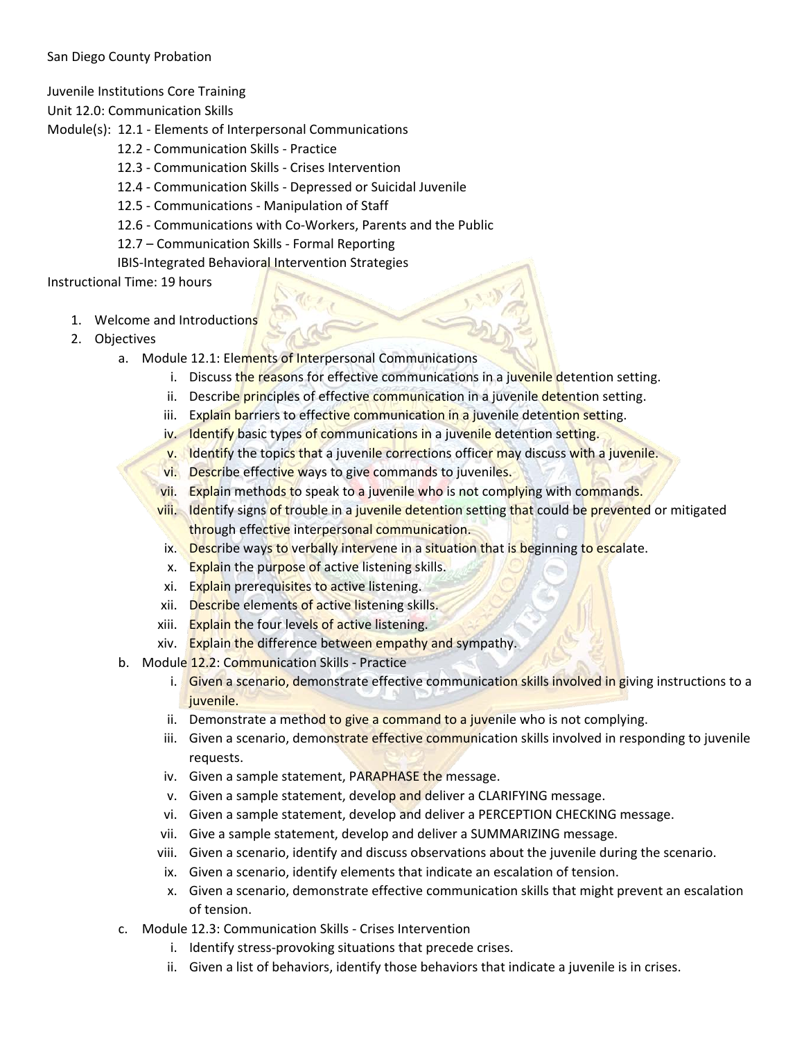San Diego County Probation

Juvenile Institutions Core Training
Unit 12.0: Communication Skills
Module(s): 12.1 - Elements of Interpersonal Communications
12.2 - Communication Skills - Practice
12.3 - Communication Skills - Crises Intervention
12.4 - Communication Skills - Depressed or Suicidal Juvenile
12.5 - Communications - Manipulation of Staff
12.6 - Communications with Co-Workers, Parents and the Public
12.7 – Communication Skills - Formal Reporting
IBIS-Integrated Behavioral Intervention Strategies
Instructional Time: 19 hours

1. Welcome and Introductions
2. Objectives
   a. Module 12.1: Elements of Interpersonal Communications
      i. Discuss the reasons for effective communications in a juvenile detention setting.
      ii. Describe principles of effective communication in a juvenile detention setting.
      iii. Explain barriers to effective communication in a juvenile detention setting.
      iv. Identify basic types of communications in a juvenile detention setting.
      v. Identify the topics that a juvenile corrections officer may discuss with a juvenile.
      vi. Describe effective ways to give commands to juveniles.
      vii. Explain methods to speak to a juvenile who is not complying with commands.
      viii. Identify signs of trouble in a juvenile detention setting that could be prevented or mitigated through effective interpersonal communication.
      ix. Describe ways to verbally intervene in a situation that is beginning to escalate.
      x. Explain the purpose of active listening skills.
      xi. Explain prerequisites to active listening.
      xii. Describe elements of active listening skills.
      xiii. Explain the four levels of active listening.
      xiv. Explain the difference between empathy and sympathy.
   b. Module 12.2: Communication Skills - Practice
      i. Given a scenario, demonstrate effective communication skills involved in giving instructions to a juvenile.
      ii. Demonstrate a method to give a command to a juvenile who is not complying.
      iii. Given a scenario, demonstrate effective communication skills involved in responding to juvenile requests.
      iv. Given a sample statement, PARAPHASE the message.
      v. Given a sample statement, develop and deliver a CLARIFYING message.
      vi. Given a sample statement, develop and deliver a PERCEPTION CHECKING message.
      vii. Give a sample statement, develop and deliver a SUMMARIZING message.
      viii. Given a scenario, identify and discuss observations about the juvenile during the scenario.
      ix. Given a scenario, identify elements that indicate an escalation of tension.
      x. Given a scenario, demonstrate effective communication skills that might prevent an escalation of tension.
   c. Module 12.3: Communication Skills - Crises Intervention
      i. Identify stress-provoking situations that precede crises.
      ii. Given a list of behaviors, identify those behaviors that indicate a juvenile is in crises.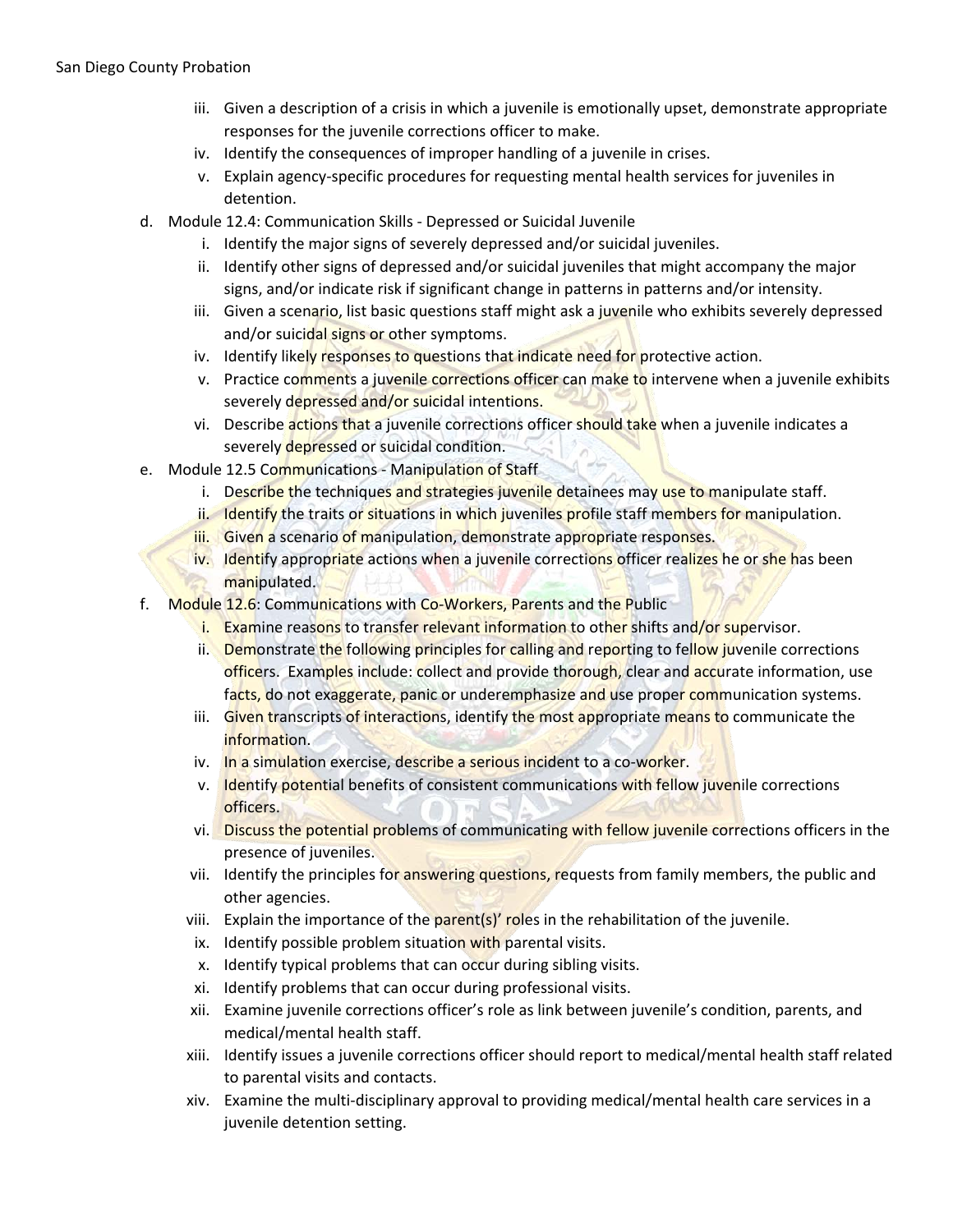iii. Given a description of a crisis in which a juvenile is emotionally upset, demonstrate appropriate responses for the juvenile corrections officer to make.
iv. Identify the consequences of improper handling of a juvenile in crises.
v. Explain agency-specific procedures for requesting mental health services for juveniles in detention.

d. Module 12.4: Communication Skills - Depressed or Suicidal Juvenile
   i. Identify the major signs of severely depressed and/or suicidal juveniles.
   ii. Identify other signs of depressed and/or suicidal juveniles that might accompany the major signs, and/or indicate risk if significant change in patterns in patterns and/or intensity.
   iii. Given a scenario, list basic questions staff might ask a juvenile who exhibits severely depressed and/or suicidal signs or other symptoms.
   iv. Identify likely responses to questions that indicate need for protective action.
   v. Practice comments a juvenile corrections officer can make to intervene when a juvenile exhibits severely depressed and/or suicidal intentions.
   vi. Describe actions that a juvenile corrections officer should take when a juvenile indicates a severely depressed or suicidal condition.

e. Module 12.5 Communications - Manipulation of Staff
   i. Describe the techniques and strategies juvenile detainees may use to manipulate staff.
   ii. Identify the traits or situations in which juveniles profile staff members for manipulation.
   iii. Given a scenario of manipulation, demonstrate appropriate responses.
   iv. Identify appropriate actions when a juvenile corrections officer realizes he or she has been manipulated.

f. Module 12.6: Communications with Co-Workers, Parents and the Public
   i. Examine reasons to transfer relevant information to other shifts and/or supervisor.
   ii. Demonstrate the following principles for calling and reporting to fellow juvenile corrections officers. Examples include: collect and provide thorough, clear and accurate information, use facts, do not exaggerate, panic or underemphasize and use proper communication systems.
   iii. Given transcripts of interactions, identify the most appropriate means to communicate the information.
   iv. In a simulation exercise, describe a serious incident to a co-worker.
   v. Identify potential benefits of consistent communications with fellow juvenile corrections officers.
   vi. Discuss the potential problems of communicating with fellow juvenile corrections officers in the presence of juveniles.
   vii. Identify the principles for answering questions, requests from family members, the public and other agencies.
   viii. Explain the importance of the parent(s)' roles in the rehabilitation of the juvenile.
   ix. Identify possible problem situation with parental visits.
   x. Identify typical problems that can occur during sibling visits.
   xi. Identify problems that can occur during professional visits.
   xii. Examine juvenile corrections officer's role as link between juvenile's condition, parents, and medical/mental health staff.
   xiii. Identify issues a juvenile corrections officer should report to medical/mental health staff related to parental visits and contacts.
   xiv. Examine the multi-disciplinary approval to providing medical/mental health care services in a juvenile detention setting.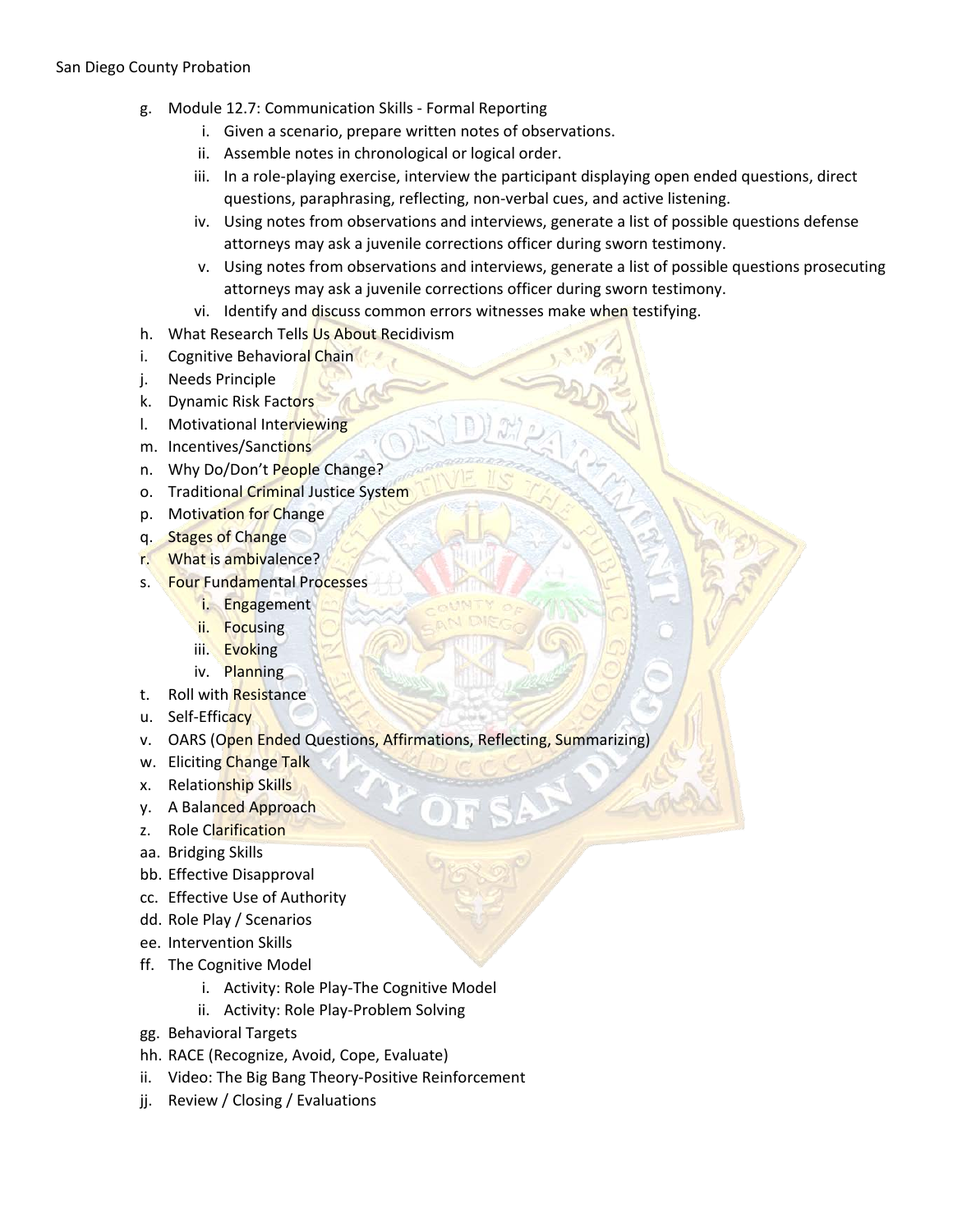g. Module 12.7: Communication Skills - Formal Reporting
   i. Given a scenario, prepare written notes of observations.
   ii. Assemble notes in chronological or logical order.
   iii. In a role-playing exercise, interview the participant displaying open ended questions, direct questions, paraphrasing, reflecting, non-verbal cues, and active listening.
   iv. Using notes from observations and interviews, generate a list of possible questions defense attorneys may ask a juvenile corrections officer during sworn testimony.
   v. Using notes from observations and interviews, generate a list of possible questions prosecuting attorneys may ask a juvenile corrections officer during sworn testimony.
   vi. Identify and discuss common errors witnesses make when testifying.

h. What Research Tells Us About Recidivism

i. Cognitive Behavioral Chain

j. Needs Principle

k. Dynamic Risk Factors

l. Motivational Interviewing

m. Incentives/Sanctions

n. Why Do/Don't People Change?

o. Traditional Criminal Justice System

p. Motivation for Change

q. Stages of Change

r. What is ambivalence?

s. Four Fundamental Processes
   i. Engagement
   ii. Focusing
   iii. Evoking
   iv. Planning

t. Roll with Resistance

u. Self-Efficacy

v. OARS (Open Ended Questions, Affirmations, Reflecting, Summarizing)

w. Eliciting Change Talk

x. Relationship Skills

y. A Balanced Approach

z. Role Clarification

aa. Bridging Skills

bb. Effective Disapproval

cc. Effective Use of Authority

dd. Role Play / Scenarios

ee. Intervention Skills

ff. The Cognitive Model
   i. Activity: Role Play-The Cognitive Model
   ii. Activity: Role Play-Problem Solving

gg. Behavioral Targets

hh. RACE (Recognize, Avoid, Cope, Evaluate)

ii. Video: The Big Bang Theory-Positive Reinforcement

jj. Review / Closing / Evaluations